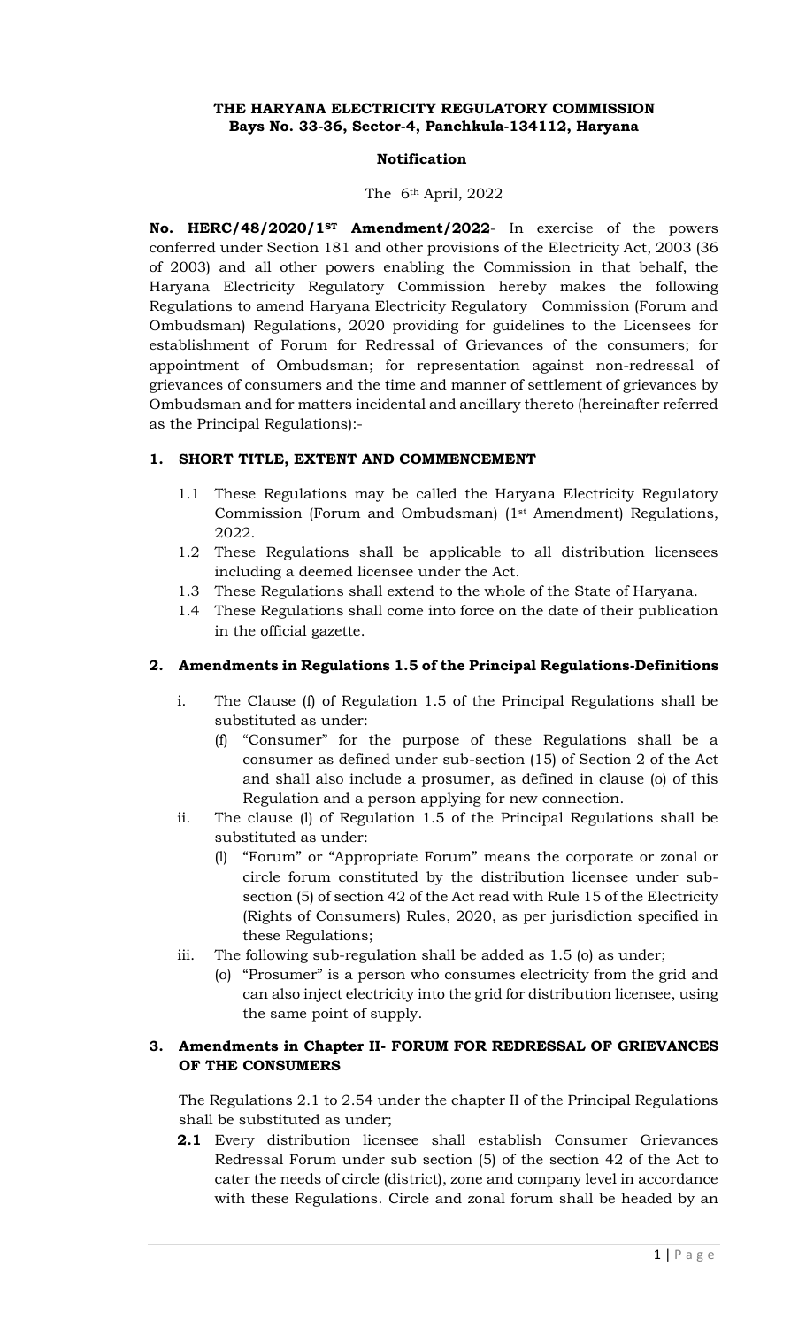**THE HARYANA ELECTRICITY REGULATORY COMMISSION**
**Bays No. 33-36, Sector-4, Panchkula-134112, Haryana**

**Notification**

The 6th April, 2022

**No. HERC/48/2020/1ST Amendment/2022**- In exercise of the powers conferred under Section 181 and other provisions of the Electricity Act, 2003 (36 of 2003) and all other powers enabling the Commission in that behalf, the Haryana Electricity Regulatory Commission hereby makes the following Regulations to amend Haryana Electricity Regulatory Commission (Forum and Ombudsman) Regulations, 2020 providing for guidelines to the Licensees for establishment of Forum for Redressal of Grievances of the consumers; for appointment of Ombudsman; for representation against non-redressal of grievances of consumers and the time and manner of settlement of grievances by Ombudsman and for matters incidental and ancillary thereto (hereinafter referred as the Principal Regulations):-

## 1. SHORT TITLE, EXTENT AND COMMENCEMENT

1.1 These Regulations may be called the Haryana Electricity Regulatory Commission (Forum and Ombudsman) (1st Amendment) Regulations, 2022.

1.2 These Regulations shall be applicable to all distribution licensees including a deemed licensee under the Act.

1.3 These Regulations shall extend to the whole of the State of Haryana.

1.4 These Regulations shall come into force on the date of their publication in the official gazette.

## 2. Amendments in Regulations 1.5 of the Principal Regulations-Definitions

i. The Clause (f) of Regulation 1.5 of the Principal Regulations shall be substituted as under:

(f) "Consumer" for the purpose of these Regulations shall be a consumer as defined under sub-section (15) of Section 2 of the Act and shall also include a prosumer, as defined in clause (o) of this Regulation and a person applying for new connection.

ii. The clause (l) of Regulation 1.5 of the Principal Regulations shall be substituted as under:

(l) "Forum" or "Appropriate Forum" means the corporate or zonal or circle forum constituted by the distribution licensee under sub-section (5) of section 42 of the Act read with Rule 15 of the Electricity (Rights of Consumers) Rules, 2020, as per jurisdiction specified in these Regulations;

iii. The following sub-regulation shall be added as 1.5 (o) as under;

(o) "Prosumer" is a person who consumes electricity from the grid and can also inject electricity into the grid for distribution licensee, using the same point of supply.

## 3. Amendments in Chapter II- FORUM FOR REDRESSAL OF GRIEVANCES OF THE CONSUMERS

The Regulations 2.1 to 2.54 under the chapter II of the Principal Regulations shall be substituted as under;

**2.1** Every distribution licensee shall establish Consumer Grievances Redressal Forum under sub section (5) of the section 42 of the Act to cater the needs of circle (district), zone and company level in accordance with these Regulations. Circle and zonal forum shall be headed by an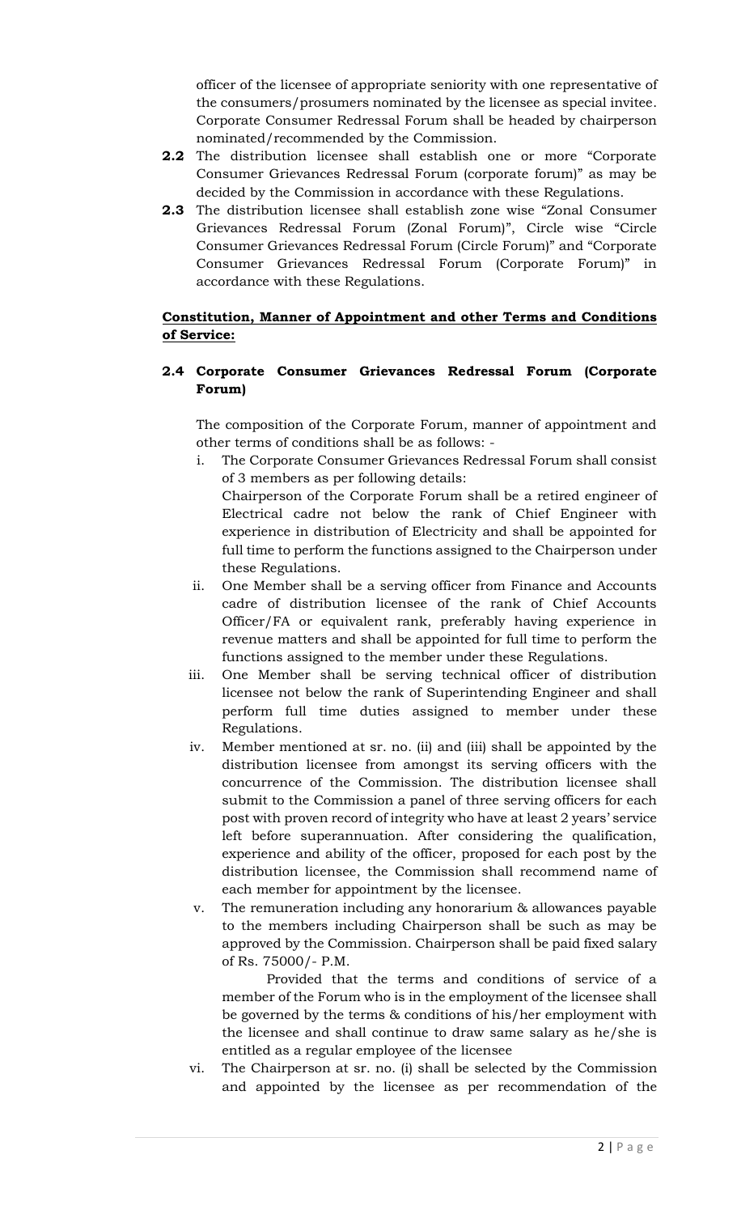officer of the licensee of appropriate seniority with one representative of the consumers/prosumers nominated by the licensee as special invitee. Corporate Consumer Redressal Forum shall be headed by chairperson nominated/recommended by the Commission.

**2.2** The distribution licensee shall establish one or more "Corporate Consumer Grievances Redressal Forum (corporate forum)" as may be decided by the Commission in accordance with these Regulations.

**2.3** The distribution licensee shall establish zone wise "Zonal Consumer Grievances Redressal Forum (Zonal Forum)", Circle wise "Circle Consumer Grievances Redressal Forum (Circle Forum)" and "Corporate Consumer Grievances Redressal Forum (Corporate Forum)" in accordance with these Regulations.

**<u>Constitution, Manner of Appointment and other Terms and Conditions of Service:</u>**

**2.4 Corporate Consumer Grievances Redressal Forum (Corporate Forum)**

The composition of the Corporate Forum, manner of appointment and other terms of conditions shall be as follows: -

i. The Corporate Consumer Grievances Redressal Forum shall consist of 3 members as per following details:
Chairperson of the Corporate Forum shall be a retired engineer of Electrical cadre not below the rank of Chief Engineer with experience in distribution of Electricity and shall be appointed for full time to perform the functions assigned to the Chairperson under these Regulations.

ii. One Member shall be a serving officer from Finance and Accounts cadre of distribution licensee of the rank of Chief Accounts Officer/FA or equivalent rank, preferably having experience in revenue matters and shall be appointed for full time to perform the functions assigned to the member under these Regulations.

iii. One Member shall be serving technical officer of distribution licensee not below the rank of Superintending Engineer and shall perform full time duties assigned to member under these Regulations.

iv. Member mentioned at sr. no. (ii) and (iii) shall be appointed by the distribution licensee from amongst its serving officers with the concurrence of the Commission. The distribution licensee shall submit to the Commission a panel of three serving officers for each post with proven record of integrity who have at least 2 years' service left before superannuation. After considering the qualification, experience and ability of the officer, proposed for each post by the distribution licensee, the Commission shall recommend name of each member for appointment by the licensee.

v. The remuneration including any honorarium & allowances payable to the members including Chairperson shall be such as may be approved by the Commission. Chairperson shall be paid fixed salary of Rs. 75000/- P.M.

Provided that the terms and conditions of service of a member of the Forum who is in the employment of the licensee shall be governed by the terms & conditions of his/her employment with the licensee and shall continue to draw same salary as he/she is entitled as a regular employee of the licensee

vi. The Chairperson at sr. no. (i) shall be selected by the Commission and appointed by the licensee as per recommendation of the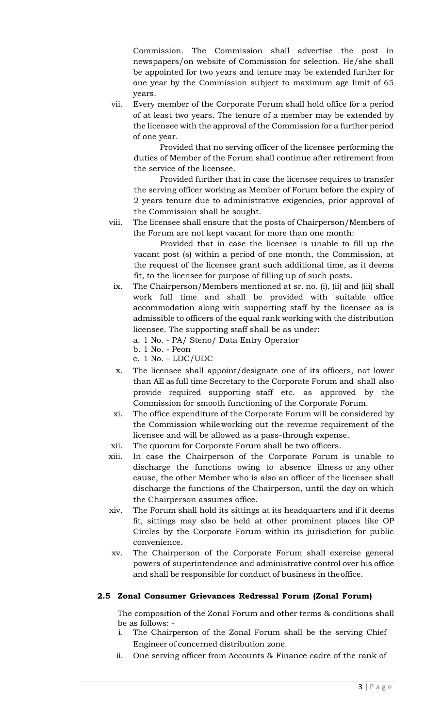Commission. The Commission shall advertise the post in newspapers/on website of Commission for selection. He/she shall be appointed for two years and tenure may be extended further for one year by the Commission subject to maximum age limit of 65 years.

vii. Every member of the Corporate Forum shall hold office for a period of at least two years. The tenure of a member may be extended by the licensee with the approval of the Commission for a further period of one year.

Provided that no serving officer of the licensee performing the duties of Member of the Forum shall continue after retirement from the service of the licensee.

Provided further that in case the licensee requires to transfer the serving officer working as Member of Forum before the expiry of 2 years tenure due to administrative exigencies, prior approval of the Commission shall be sought.

viii. The licensee shall ensure that the posts of Chairperson/Members of the Forum are not kept vacant for more than one month:

Provided that in case the licensee is unable to fill up the vacant post (s) within a period of one month, the Commission, at the request of the licensee grant such additional time, as it deems fit, to the licensee for purpose of filling up of such posts.

ix. The Chairperson/Members mentioned at sr. no. (i), (ii) and (iii) shall work full time and shall be provided with suitable office accommodation along with supporting staff by the licensee as is admissible to officers of the equal rank working with the distribution licensee. The supporting staff shall be as under:

a. 1 No. - PA/ Steno/ Data Entry Operator
b. 1 No. - Peon
c. 1 No. – LDC/UDC

x. The licensee shall appoint/designate one of its officers, not lower than AE as full time Secretary to the Corporate Forum and shall also provide required supporting staff etc. as approved by the Commission for smooth functioning of the Corporate Forum.

xi. The office expenditure of the Corporate Forum will be considered by the Commission whileworking out the revenue requirement of the licensee and will be allowed as a pass-through expense.

xii. The quorum for Corporate Forum shall be two officers.

xiii. In case the Chairperson of the Corporate Forum is unable to discharge the functions owing to absence illness or any other cause, the other Member who is also an officer of the licensee shall discharge the functions of the Chairperson, until the day on which the Chairperson assumes office.

xiv. The Forum shall hold its sittings at its headquarters and if it deems fit, sittings may also be held at other prominent places like OP Circles by the Corporate Forum within its jurisdiction for public convenience.

xv. The Chairperson of the Corporate Forum shall exercise general powers of superintendence and administrative control over his office and shall be responsible for conduct of business in theoffice.

### 2.5 Zonal Consumer Grievances Redressal Forum (Zonal Forum)

The composition of the Zonal Forum and other terms & conditions shall be as follows: -

i. The Chairperson of the Zonal Forum shall be the serving Chief Engineer of concerned distribution zone.

ii. One serving officer from Accounts & Finance cadre of the rank of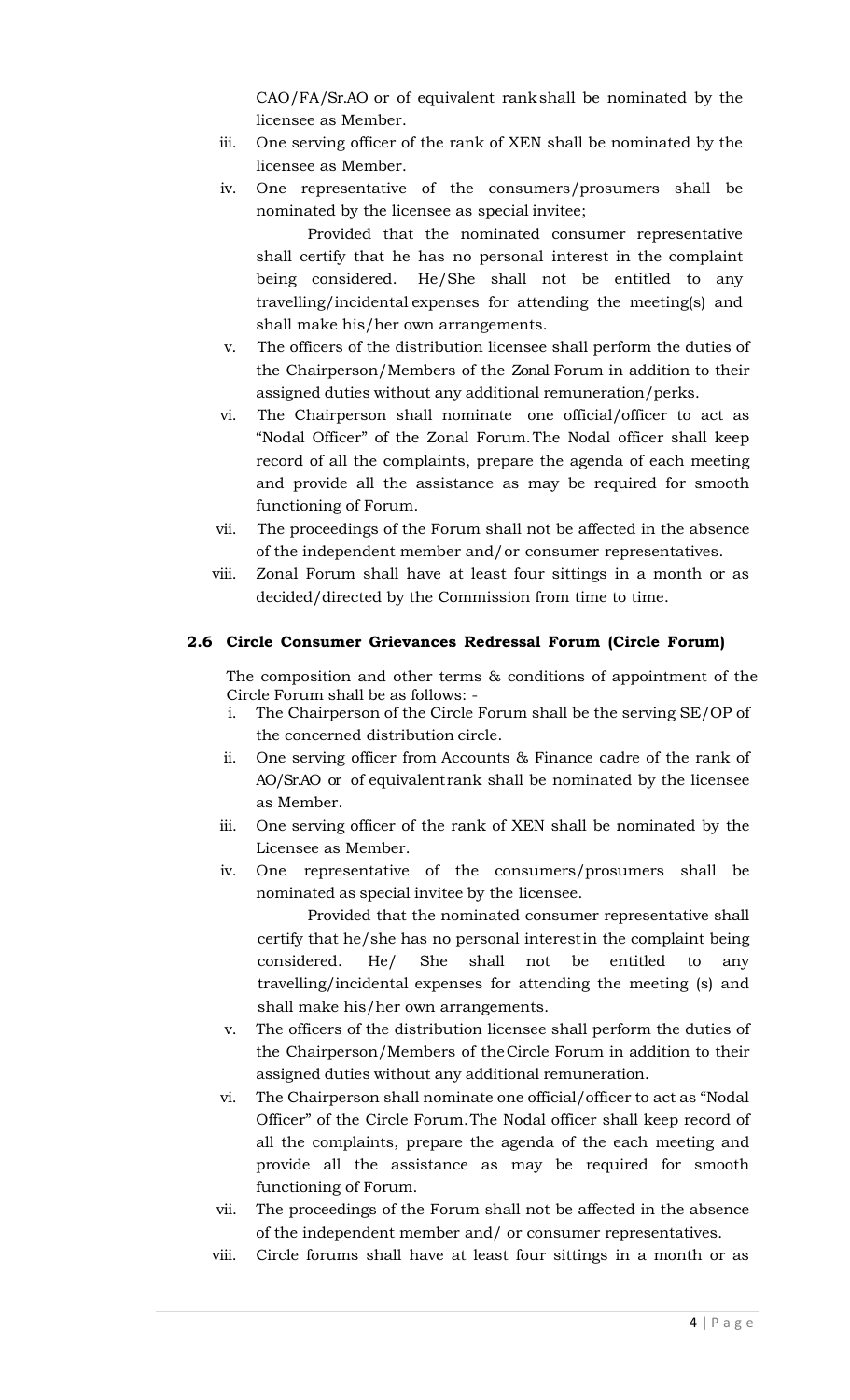CAO/FA/Sr.AO or of equivalent rank shall be nominated by the licensee as Member.

iii. One serving officer of the rank of XEN shall be nominated by the licensee as Member.

iv. One representative of the consumers/prosumers shall be nominated by the licensee as special invitee;

Provided that the nominated consumer representative shall certify that he has no personal interest in the complaint being considered. He/She shall not be entitled to any travelling/incidental expenses for attending the meeting(s) and shall make his/her own arrangements.

v. The officers of the distribution licensee shall perform the duties of the Chairperson/Members of the Zonal Forum in addition to their assigned duties without any additional remuneration/perks.

vi. The Chairperson shall nominate one official/officer to act as "Nodal Officer" of the Zonal Forum. The Nodal officer shall keep record of all the complaints, prepare the agenda of each meeting and provide all the assistance as may be required for smooth functioning of Forum.

vii. The proceedings of the Forum shall not be affected in the absence of the independent member and/or consumer representatives.

viii. Zonal Forum shall have at least four sittings in a month or as decided/directed by the Commission from time to time.

### 2.6 Circle Consumer Grievances Redressal Forum (Circle Forum)

The composition and other terms & conditions of appointment of the Circle Forum shall be as follows: -

i. The Chairperson of the Circle Forum shall be the serving SE/OP of the concerned distribution circle.

ii. One serving officer from Accounts & Finance cadre of the rank of AO/Sr.AO or of equivalent rank shall be nominated by the licensee as Member.

iii. One serving officer of the rank of XEN shall be nominated by the Licensee as Member.

iv. One representative of the consumers/prosumers shall be nominated as special invitee by the licensee.

Provided that the nominated consumer representative shall certify that he/she has no personal interest in the complaint being considered. He/ She shall not be entitled to any travelling/incidental expenses for attending the meeting (s) and shall make his/her own arrangements.

v. The officers of the distribution licensee shall perform the duties of the Chairperson/Members of the Circle Forum in addition to their assigned duties without any additional remuneration.

vi. The Chairperson shall nominate one official/officer to act as "Nodal Officer" of the Circle Forum. The Nodal officer shall keep record of all the complaints, prepare the agenda of the each meeting and provide all the assistance as may be required for smooth functioning of Forum.

vii. The proceedings of the Forum shall not be affected in the absence of the independent member and/ or consumer representatives.

viii. Circle forums shall have at least four sittings in a month or as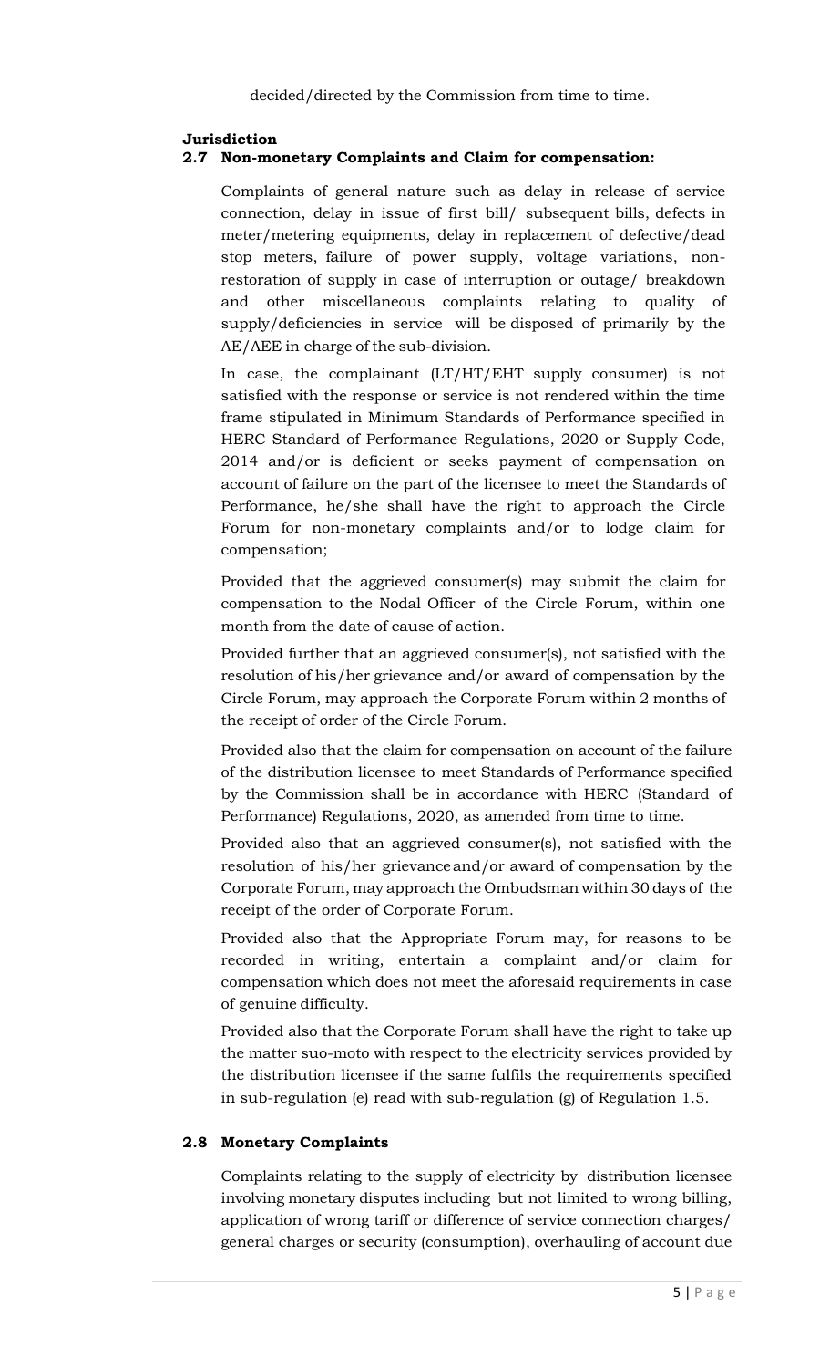decided/directed by the Commission from time to time.

**Jurisdiction**

**2.7 Non-monetary Complaints and Claim for compensation:**

Complaints of general nature such as delay in release of service connection, delay in issue of first bill/ subsequent bills, defects in meter/metering equipments, delay in replacement of defective/dead stop meters, failure of power supply, voltage variations, non-restoration of supply in case of interruption or outage/ breakdown and other miscellaneous complaints relating to quality of supply/deficiencies in service will be disposed of primarily by the AE/AEE in charge of the sub-division.

In case, the complainant (LT/HT/EHT supply consumer) is not satisfied with the response or service is not rendered within the time frame stipulated in Minimum Standards of Performance specified in HERC Standard of Performance Regulations, 2020 or Supply Code, 2014 and/or is deficient or seeks payment of compensation on account of failure on the part of the licensee to meet the Standards of Performance, he/she shall have the right to approach the Circle Forum for non-monetary complaints and/or to lodge claim for compensation;

Provided that the aggrieved consumer(s) may submit the claim for compensation to the Nodal Officer of the Circle Forum, within one month from the date of cause of action.

Provided further that an aggrieved consumer(s), not satisfied with the resolution of his/her grievance and/or award of compensation by the Circle Forum, may approach the Corporate Forum within 2 months of the receipt of order of the Circle Forum.

Provided also that the claim for compensation on account of the failure of the distribution licensee to meet Standards of Performance specified by the Commission shall be in accordance with HERC (Standard of Performance) Regulations, 2020, as amended from time to time.

Provided also that an aggrieved consumer(s), not satisfied with the resolution of his/her grievance and/or award of compensation by the Corporate Forum, may approach the Ombudsman within 30 days of the receipt of the order of Corporate Forum.

Provided also that the Appropriate Forum may, for reasons to be recorded in writing, entertain a complaint and/or claim for compensation which does not meet the aforesaid requirements in case of genuine difficulty.

Provided also that the Corporate Forum shall have the right to take up the matter suo-moto with respect to the electricity services provided by the distribution licensee if the same fulfils the requirements specified in sub-regulation (e) read with sub-regulation (g) of Regulation 1.5.

**2.8 Monetary Complaints**

Complaints relating to the supply of electricity by distribution licensee involving monetary disputes including but not limited to wrong billing, application of wrong tariff or difference of service connection charges/ general charges or security (consumption), overhauling of account due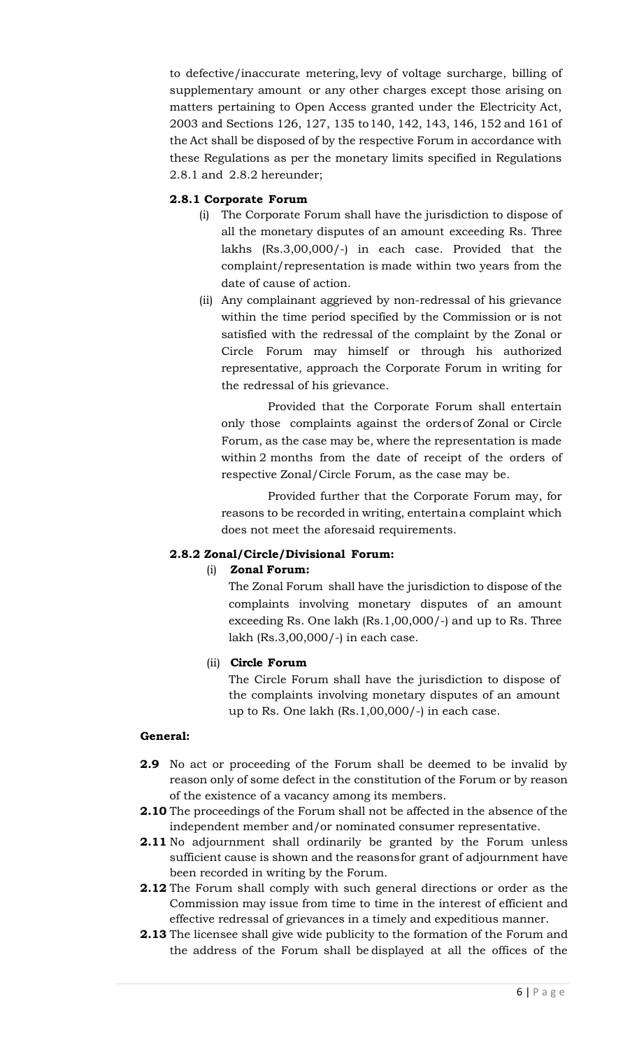to defective/inaccurate metering, levy of voltage surcharge, billing of supplementary amount or any other charges except those arising on matters pertaining to Open Access granted under the Electricity Act, 2003 and Sections 126, 127, 135 to 140, 142, 143, 146, 152 and 161 of the Act shall be disposed of by the respective Forum in accordance with these Regulations as per the monetary limits specified in Regulations 2.8.1 and 2.8.2 hereunder;

**2.8.1 Corporate Forum**

(i) The Corporate Forum shall have the jurisdiction to dispose of all the monetary disputes of an amount exceeding Rs. Three lakhs (Rs.3,00,000/-) in each case. Provided that the complaint/representation is made within two years from the date of cause of action.

(ii) Any complainant aggrieved by non-redressal of his grievance within the time period specified by the Commission or is not satisfied with the redressal of the complaint by the Zonal or Circle Forum may himself or through his authorized representative, approach the Corporate Forum in writing for the redressal of his grievance.

Provided that the Corporate Forum shall entertain only those complaints against the orders of Zonal or Circle Forum, as the case may be, where the representation is made within 2 months from the date of receipt of the orders of respective Zonal/Circle Forum, as the case may be.

Provided further that the Corporate Forum may, for reasons to be recorded in writing, entertain a complaint which does not meet the aforesaid requirements.

**2.8.2 Zonal/Circle/Divisional Forum:**

(i) **Zonal Forum:**

The Zonal Forum shall have the jurisdiction to dispose of the complaints involving monetary disputes of an amount exceeding Rs. One lakh (Rs.1,00,000/-) and up to Rs. Three lakh (Rs.3,00,000/-) in each case.

(ii) **Circle Forum**

The Circle Forum shall have the jurisdiction to dispose of the complaints involving monetary disputes of an amount up to Rs. One lakh (Rs.1,00,000/-) in each case.

**General:**

**2.9** No act or proceeding of the Forum shall be deemed to be invalid by reason only of some defect in the constitution of the Forum or by reason of the existence of a vacancy among its members.

**2.10** The proceedings of the Forum shall not be affected in the absence of the independent member and/or nominated consumer representative.

**2.11** No adjournment shall ordinarily be granted by the Forum unless sufficient cause is shown and the reasons for grant of adjournment have been recorded in writing by the Forum.

**2.12** The Forum shall comply with such general directions or order as the Commission may issue from time to time in the interest of efficient and effective redressal of grievances in a timely and expeditious manner.

**2.13** The licensee shall give wide publicity to the formation of the Forum and the address of the Forum shall be displayed at all the offices of the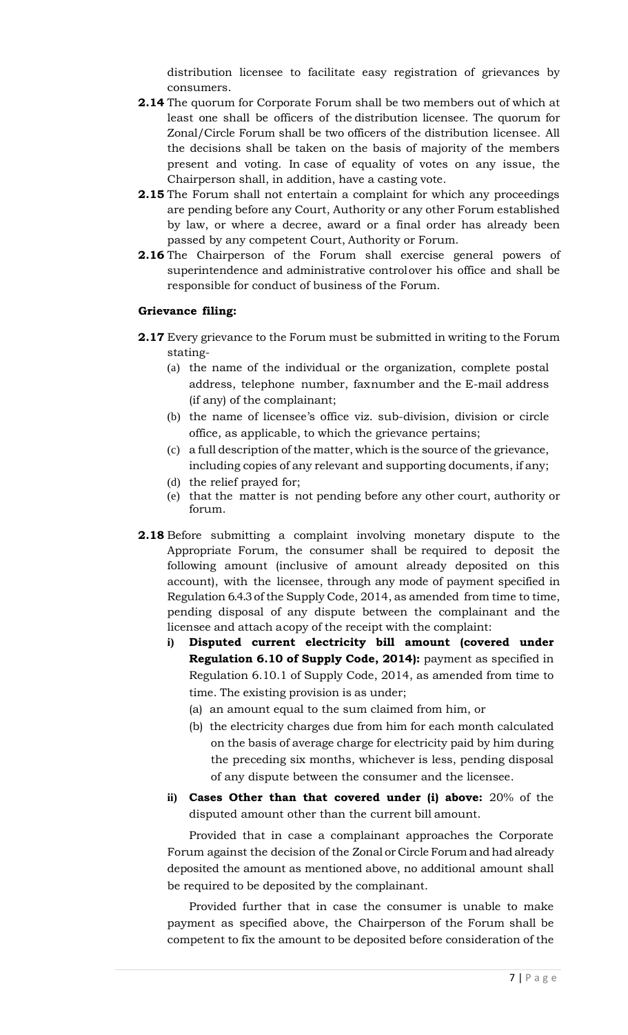distribution licensee to facilitate easy registration of grievances by consumers.

**2.14** The quorum for Corporate Forum shall be two members out of which at least one shall be officers of the distribution licensee. The quorum for Zonal/Circle Forum shall be two officers of the distribution licensee. All the decisions shall be taken on the basis of majority of the members present and voting. In case of equality of votes on any issue, the Chairperson shall, in addition, have a casting vote.

**2.15** The Forum shall not entertain a complaint for which any proceedings are pending before any Court, Authority or any other Forum established by law, or where a decree, award or a final order has already been passed by any competent Court, Authority or Forum.

**2.16** The Chairperson of the Forum shall exercise general powers of superintendence and administrative controlover his office and shall be responsible for conduct of business of the Forum.

**Grievance filing:**

**2.17** Every grievance to the Forum must be submitted in writing to the Forum stating-

(a) the name of the individual or the organization, complete postal address, telephone number, faxnumber and the E-mail address (if any) of the complainant;

(b) the name of licensee's office viz. sub-division, division or circle office, as applicable, to which the grievance pertains;

(c) a full description of the matter, which is the source of the grievance, including copies of any relevant and supporting documents, if any;

(d) the relief prayed for;

(e) that the matter is not pending before any other court, authority or forum.

**2.18** Before submitting a complaint involving monetary dispute to the Appropriate Forum, the consumer shall be required to deposit the following amount (inclusive of amount already deposited on this account), with the licensee, through any mode of payment specified in Regulation 6.4.3 of the Supply Code, 2014, as amended from time to time, pending disposal of any dispute between the complainant and the licensee and attach acopy of the receipt with the complaint:

i) **Disputed current electricity bill amount (covered under Regulation 6.10 of Supply Code, 2014):** payment as specified in Regulation 6.10.1 of Supply Code, 2014, as amended from time to time. The existing provision is as under;

   (a) an amount equal to the sum claimed from him, or

   (b) the electricity charges due from him for each month calculated on the basis of average charge for electricity paid by him during the preceding six months, whichever is less, pending disposal of any dispute between the consumer and the licensee.

ii) **Cases Other than that covered under (i) above:** 20% of the disputed amount other than the current bill amount.

Provided that in case a complainant approaches the Corporate Forum against the decision of the Zonal or Circle Forum and had already deposited the amount as mentioned above, no additional amount shall be required to be deposited by the complainant.

Provided further that in case the consumer is unable to make payment as specified above, the Chairperson of the Forum shall be competent to fix the amount to be deposited before consideration of the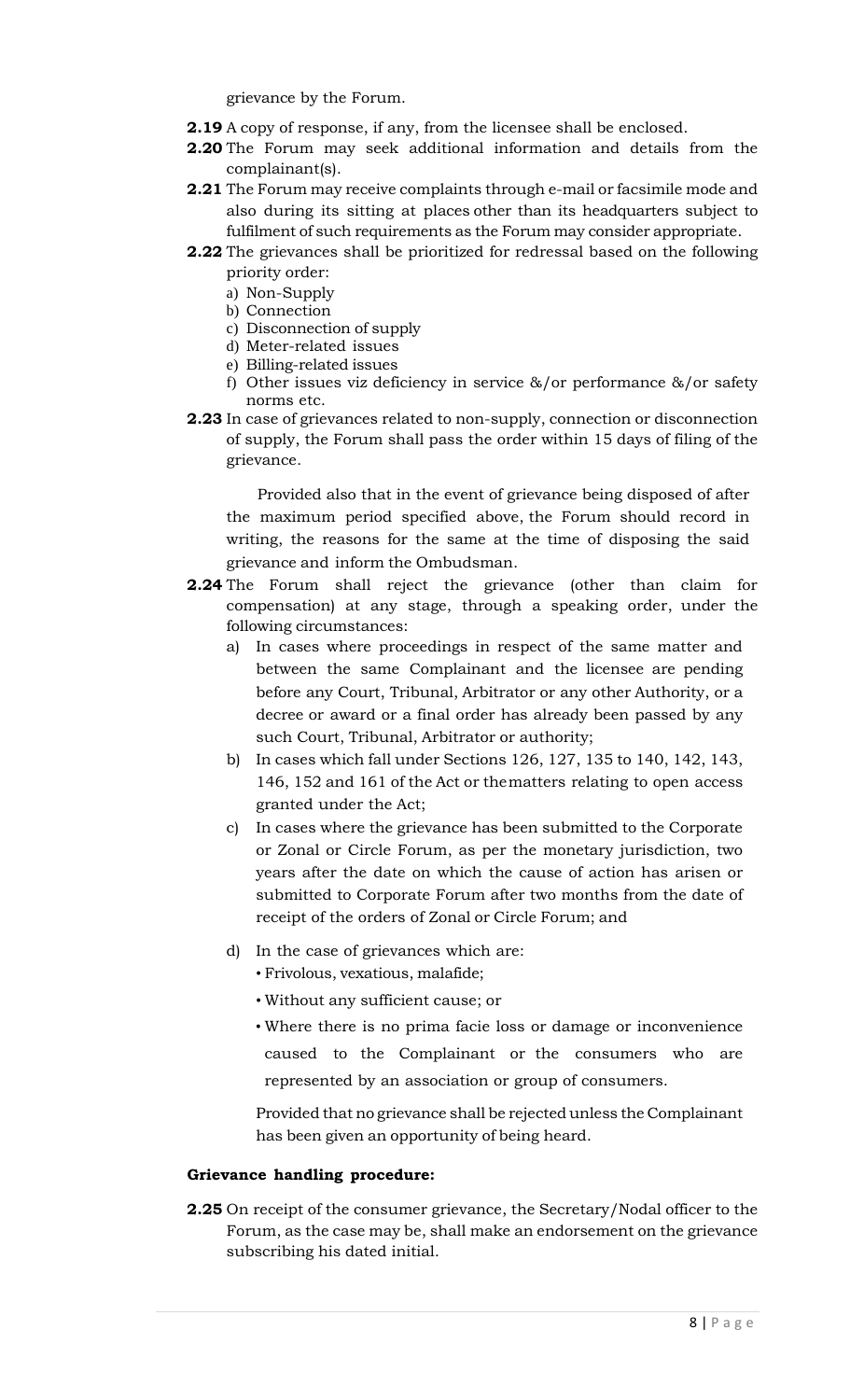grievance by the Forum.

**2.19** A copy of response, if any, from the licensee shall be enclosed.

**2.20** The Forum may seek additional information and details from the complainant(s).

**2.21** The Forum may receive complaints through e-mail or facsimile mode and also during its sitting at places other than its headquarters subject to fulfilment of such requirements as the Forum may consider appropriate.

**2.22** The grievances shall be prioritized for redressal based on the following priority order:

a) Non-Supply
b) Connection
c) Disconnection of supply
d) Meter-related issues
e) Billing-related issues
f) Other issues viz deficiency in service &/or performance &/or safety norms etc.

**2.23** In case of grievances related to non-supply, connection or disconnection of supply, the Forum shall pass the order within 15 days of filing of the grievance.

Provided also that in the event of grievance being disposed of after the maximum period specified above, the Forum should record in writing, the reasons for the same at the time of disposing the said grievance and inform the Ombudsman.

**2.24** The Forum shall reject the grievance (other than claim for compensation) at any stage, through a speaking order, under the following circumstances:

a) In cases where proceedings in respect of the same matter and between the same Complainant and the licensee are pending before any Court, Tribunal, Arbitrator or any other Authority, or a decree or award or a final order has already been passed by any such Court, Tribunal, Arbitrator or authority;

b) In cases which fall under Sections 126, 127, 135 to 140, 142, 143, 146, 152 and 161 of the Act or thematters relating to open access granted under the Act;

c) In cases where the grievance has been submitted to the Corporate or Zonal or Circle Forum, as per the monetary jurisdiction, two years after the date on which the cause of action has arisen or submitted to Corporate Forum after two months from the date of receipt of the orders of Zonal or Circle Forum; and

d) In the case of grievances which are:
- Frivolous, vexatious, malafide;
- Without any sufficient cause; or
- Where there is no prima facie loss or damage or inconvenience caused to the Complainant or the consumers who are represented by an association or group of consumers.

Provided that no grievance shall be rejected unless the Complainant has been given an opportunity of being heard.

#### Grievance handling procedure:

**2.25** On receipt of the consumer grievance, the Secretary/Nodal officer to the Forum, as the case may be, shall make an endorsement on the grievance subscribing his dated initial.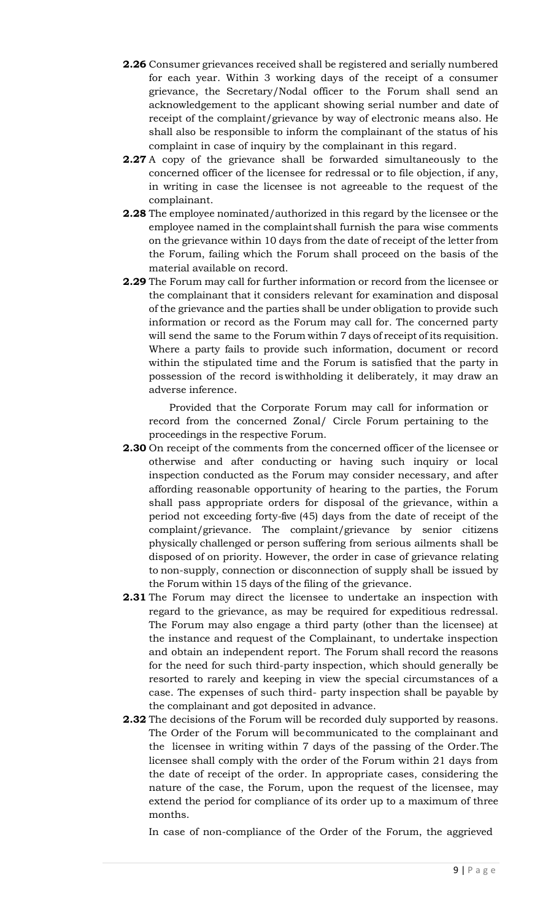**2.26** Consumer grievances received shall be registered and serially numbered for each year. Within 3 working days of the receipt of a consumer grievance, the Secretary/Nodal officer to the Forum shall send an acknowledgement to the applicant showing serial number and date of receipt of the complaint/grievance by way of electronic means also. He shall also be responsible to inform the complainant of the status of his complaint in case of inquiry by the complainant in this regard.

**2.27** A copy of the grievance shall be forwarded simultaneously to the concerned officer of the licensee for redressal or to file objection, if any, in writing in case the licensee is not agreeable to the request of the complainant.

**2.28** The employee nominated/authorized in this regard by the licensee or the employee named in the complaint shall furnish the para wise comments on the grievance within 10 days from the date of receipt of the letter from the Forum, failing which the Forum shall proceed on the basis of the material available on record.

**2.29** The Forum may call for further information or record from the licensee or the complainant that it considers relevant for examination and disposal of the grievance and the parties shall be under obligation to provide such information or record as the Forum may call for. The concerned party will send the same to the Forum within 7 days of receipt of its requisition. Where a party fails to provide such information, document or record within the stipulated time and the Forum is satisfied that the party in possession of the record is withholding it deliberately, it may draw an adverse inference.

Provided that the Corporate Forum may call for information or record from the concerned Zonal/ Circle Forum pertaining to the proceedings in the respective Forum.

**2.30** On receipt of the comments from the concerned officer of the licensee or otherwise and after conducting or having such inquiry or local inspection conducted as the Forum may consider necessary, and after affording reasonable opportunity of hearing to the parties, the Forum shall pass appropriate orders for disposal of the grievance, within a period not exceeding forty-five (45) days from the date of receipt of the complaint/grievance. The complaint/grievance by senior citizens physically challenged or person suffering from serious ailments shall be disposed of on priority. However, the order in case of grievance relating to non-supply, connection or disconnection of supply shall be issued by the Forum within 15 days of the filing of the grievance.

**2.31** The Forum may direct the licensee to undertake an inspection with regard to the grievance, as may be required for expeditious redressal. The Forum may also engage a third party (other than the licensee) at the instance and request of the Complainant, to undertake inspection and obtain an independent report. The Forum shall record the reasons for the need for such third-party inspection, which should generally be resorted to rarely and keeping in view the special circumstances of a case. The expenses of such third- party inspection shall be payable by the complainant and got deposited in advance.

**2.32** The decisions of the Forum will be recorded duly supported by reasons. The Order of the Forum will be communicated to the complainant and the licensee in writing within 7 days of the passing of the Order. The licensee shall comply with the order of the Forum within 21 days from the date of receipt of the order. In appropriate cases, considering the nature of the case, the Forum, upon the request of the licensee, may extend the period for compliance of its order up to a maximum of three months.

In case of non-compliance of the Order of the Forum, the aggrieved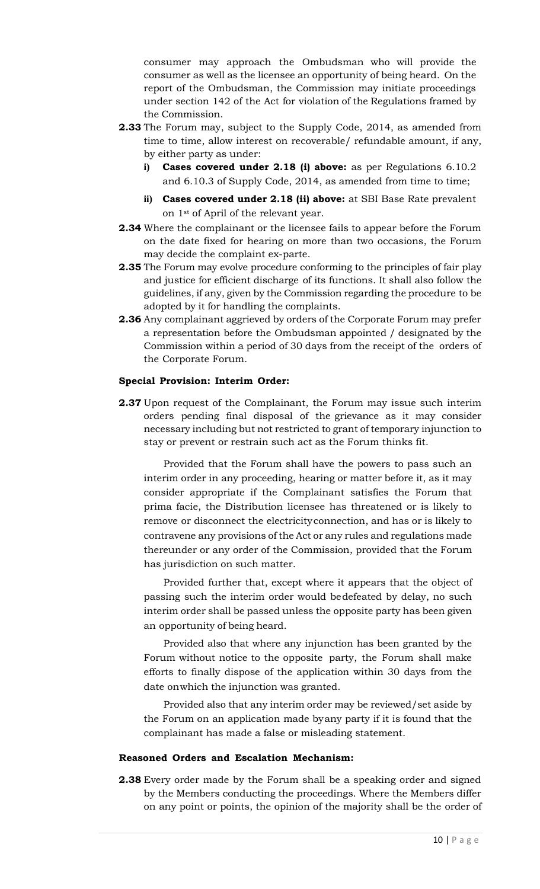consumer may approach the Ombudsman who will provide the consumer as well as the licensee an opportunity of being heard. On the report of the Ombudsman, the Commission may initiate proceedings under section 142 of the Act for violation of the Regulations framed by the Commission.

**2.33** The Forum may, subject to the Supply Code, 2014, as amended from time to time, allow interest on recoverable/ refundable amount, if any, by either party as under:

  i) **Cases covered under 2.18 (i) above:** as per Regulations 6.10.2 and 6.10.3 of Supply Code, 2014, as amended from time to time;

  ii) **Cases covered under 2.18 (ii) above:** at SBI Base Rate prevalent on 1st of April of the relevant year.

**2.34** Where the complainant or the licensee fails to appear before the Forum on the date fixed for hearing on more than two occasions, the Forum may decide the complaint ex-parte.

**2.35** The Forum may evolve procedure conforming to the principles of fair play and justice for efficient discharge of its functions. It shall also follow the guidelines, if any, given by the Commission regarding the procedure to be adopted by it for handling the complaints.

**2.36** Any complainant aggrieved by orders of the Corporate Forum may prefer a representation before the Ombudsman appointed / designated by the Commission within a period of 30 days from the receipt of the orders of the Corporate Forum.

**Special Provision: Interim Order:**

**2.37** Upon request of the Complainant, the Forum may issue such interim orders pending final disposal of the grievance as it may consider necessary including but not restricted to grant of temporary injunction to stay or prevent or restrain such act as the Forum thinks fit.

Provided that the Forum shall have the powers to pass such an interim order in any proceeding, hearing or matter before it, as it may consider appropriate if the Complainant satisfies the Forum that prima facie, the Distribution licensee has threatened or is likely to remove or disconnect the electricity connection, and has or is likely to contravene any provisions of the Act or any rules and regulations made thereunder or any order of the Commission, provided that the Forum has jurisdiction on such matter.

Provided further that, except where it appears that the object of passing such the interim order would be defeated by delay, no such interim order shall be passed unless the opposite party has been given an opportunity of being heard.

Provided also that where any injunction has been granted by the Forum without notice to the opposite party, the Forum shall make efforts to finally dispose of the application within 30 days from the date on which the injunction was granted.

Provided also that any interim order may be reviewed/set aside by the Forum on an application made by any party if it is found that the complainant has made a false or misleading statement.

**Reasoned Orders and Escalation Mechanism:**

**2.38** Every order made by the Forum shall be a speaking order and signed by the Members conducting the proceedings. Where the Members differ on any point or points, the opinion of the majority shall be the order of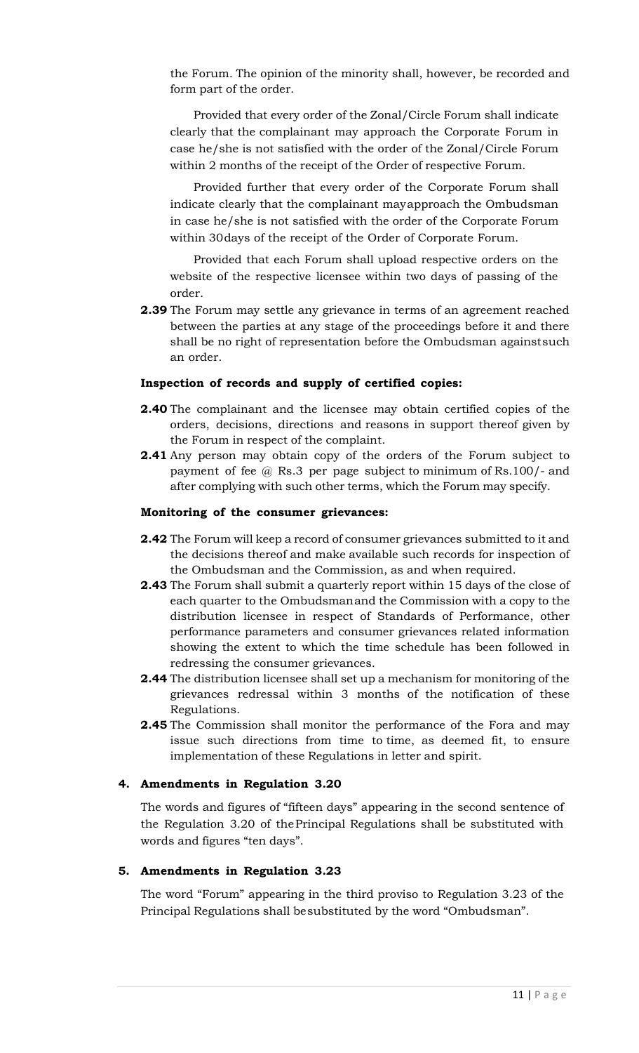the Forum. The opinion of the minority shall, however, be recorded and form part of the order.

Provided that every order of the Zonal/Circle Forum shall indicate clearly that the complainant may approach the Corporate Forum in case he/she is not satisfied with the order of the Zonal/Circle Forum within 2 months of the receipt of the Order of respective Forum.

Provided further that every order of the Corporate Forum shall indicate clearly that the complainant may approach the Ombudsman in case he/she is not satisfied with the order of the Corporate Forum within 30 days of the receipt of the Order of Corporate Forum.

Provided that each Forum shall upload respective orders on the website of the respective licensee within two days of passing of the order.

**2.39** The Forum may settle any grievance in terms of an agreement reached between the parties at any stage of the proceedings before it and there shall be no right of representation before the Ombudsman against such an order.

**Inspection of records and supply of certified copies:**

**2.40** The complainant and the licensee may obtain certified copies of the orders, decisions, directions and reasons in support thereof given by the Forum in respect of the complaint.

**2.41** Any person may obtain copy of the orders of the Forum subject to payment of fee @ Rs.3 per page subject to minimum of Rs.100/- and after complying with such other terms, which the Forum may specify.

**Monitoring of the consumer grievances:**

**2.42** The Forum will keep a record of consumer grievances submitted to it and the decisions thereof and make available such records for inspection of the Ombudsman and the Commission, as and when required.

**2.43** The Forum shall submit a quarterly report within 15 days of the close of each quarter to the Ombudsman and the Commission with a copy to the distribution licensee in respect of Standards of Performance, other performance parameters and consumer grievances related information showing the extent to which the time schedule has been followed in redressing the consumer grievances.

**2.44** The distribution licensee shall set up a mechanism for monitoring of the grievances redressal within 3 months of the notification of these Regulations.

**2.45** The Commission shall monitor the performance of the Fora and may issue such directions from time to time, as deemed fit, to ensure implementation of these Regulations in letter and spirit.

**4. Amendments in Regulation 3.20**

The words and figures of "fifteen days" appearing in the second sentence of the Regulation 3.20 of the Principal Regulations shall be substituted with words and figures "ten days".

**5. Amendments in Regulation 3.23**

The word "Forum" appearing in the third proviso to Regulation 3.23 of the Principal Regulations shall be substituted by the word "Ombudsman".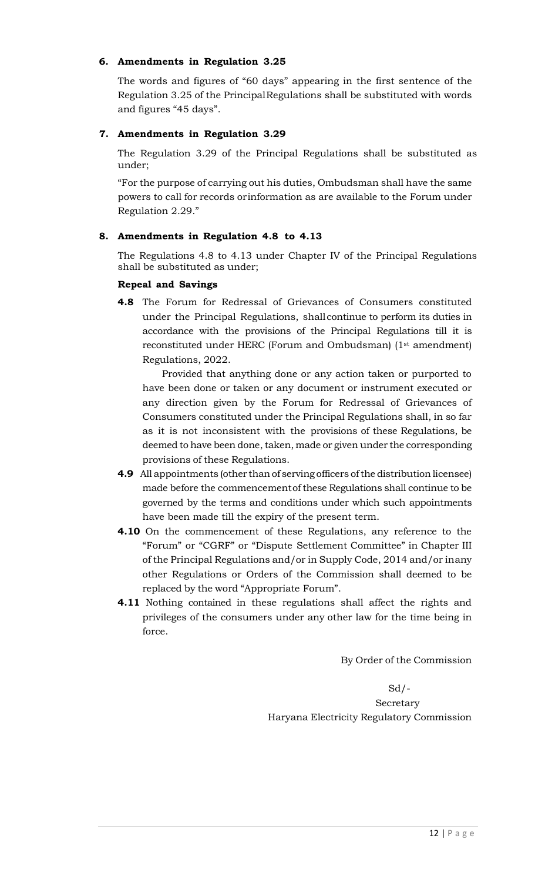**6. Amendments in Regulation 3.25**

The words and figures of "60 days" appearing in the first sentence of the Regulation 3.25 of the Principal Regulations shall be substituted with words and figures "45 days".

**7. Amendments in Regulation 3.29**

The Regulation 3.29 of the Principal Regulations shall be substituted as under;

"For the purpose of carrying out his duties, Ombudsman shall have the same powers to call for records or information as are available to the Forum under Regulation 2.29."

**8. Amendments in Regulation 4.8 to 4.13**

The Regulations 4.8 to 4.13 under Chapter IV of the Principal Regulations shall be substituted as under;

**Repeal and Savings**

**4.8** The Forum for Redressal of Grievances of Consumers constituted under the Principal Regulations, shall continue to perform its duties in accordance with the provisions of the Principal Regulations till it is reconstituted under HERC (Forum and Ombudsman) (1st amendment) Regulations, 2022.

Provided that anything done or any action taken or purported to have been done or taken or any document or instrument executed or any direction given by the Forum for Redressal of Grievances of Consumers constituted under the Principal Regulations shall, in so far as it is not inconsistent with the provisions of these Regulations, be deemed to have been done, taken, made or given under the corresponding provisions of these Regulations.

**4.9** All appointments (other than of serving officers of the distribution licensee) made before the commencement of these Regulations shall continue to be governed by the terms and conditions under which such appointments have been made till the expiry of the present term.

**4.10** On the commencement of these Regulations, any reference to the "Forum" or "CGRF" or "Dispute Settlement Committee" in Chapter III of the Principal Regulations and/or in Supply Code, 2014 and/or in any other Regulations or Orders of the Commission shall deemed to be replaced by the word "Appropriate Forum".

**4.11** Nothing contained in these regulations shall affect the rights and privileges of the consumers under any other law for the time being in force.

By Order of the Commission

Sd/-

Secretary

Haryana Electricity Regulatory Commission